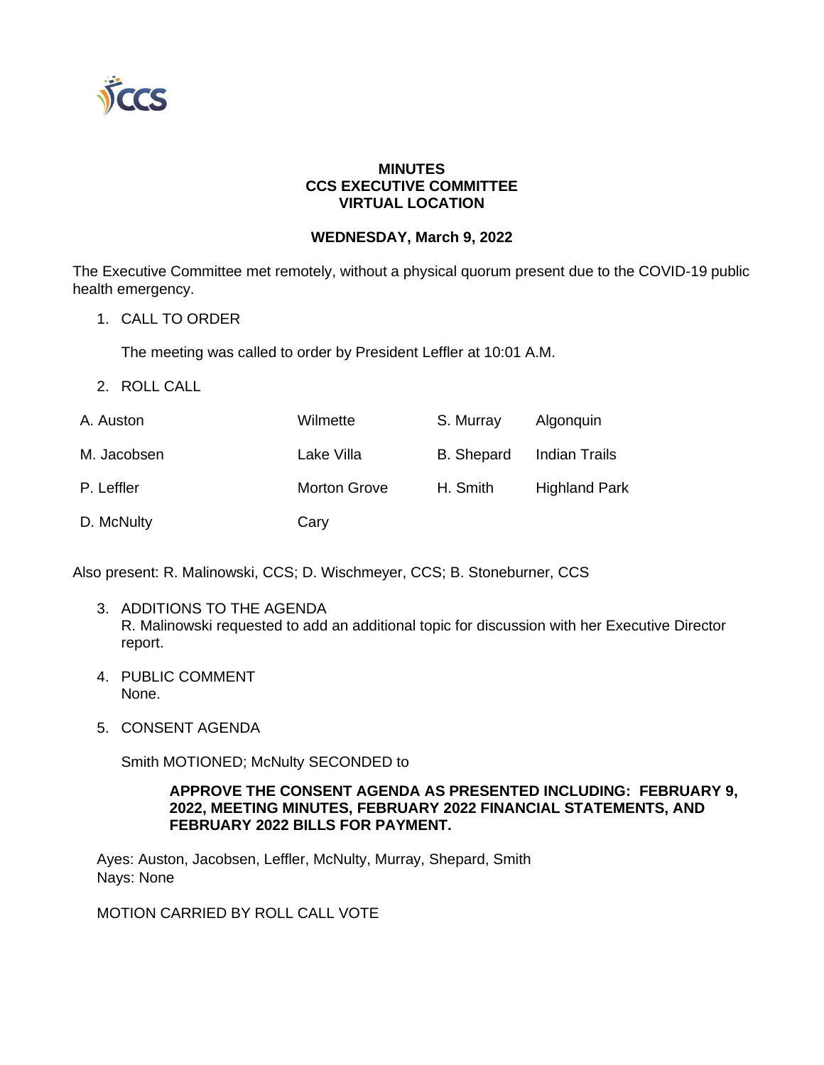**MINUTES**
**CCS EXECUTIVE COMMITTEE**
**VIRTUAL LOCATION**

**WEDNESDAY, March 9, 2022**

The Executive Committee met remotely, without a physical quorum present due to the COVID-19 public health emergency.

1. CALL TO ORDER

   The meeting was called to order by President Leffler at 10:01 A.M.

2. ROLL CALL

| | | | |
|---|---|---|---|
| A. Auston | Wilmette | S. Murray | Algonquin |
| M. Jacobsen | Lake Villa | B. Shepard | Indian Trails |
| P. Leffler | Morton Grove | H. Smith | Highland Park |
| D. McNulty | Cary | | |

Also present: R. Malinowski, CCS; D. Wischmeyer, CCS; B. Stoneburner, CCS

3. ADDITIONS TO THE AGENDA
   R. Malinowski requested to add an additional topic for discussion with her Executive Director report.

4. PUBLIC COMMENT
   None.

5. CONSENT AGENDA

   Smith MOTIONED; McNulty SECONDED to

   **APPROVE THE CONSENT AGENDA AS PRESENTED INCLUDING: FEBRUARY 9, 2022, MEETING MINUTES, FEBRUARY 2022 FINANCIAL STATEMENTS, AND FEBRUARY 2022 BILLS FOR PAYMENT.**

Ayes: Auston, Jacobsen, Leffler, McNulty, Murray, Shepard, Smith
Nays: None

MOTION CARRIED BY ROLL CALL VOTE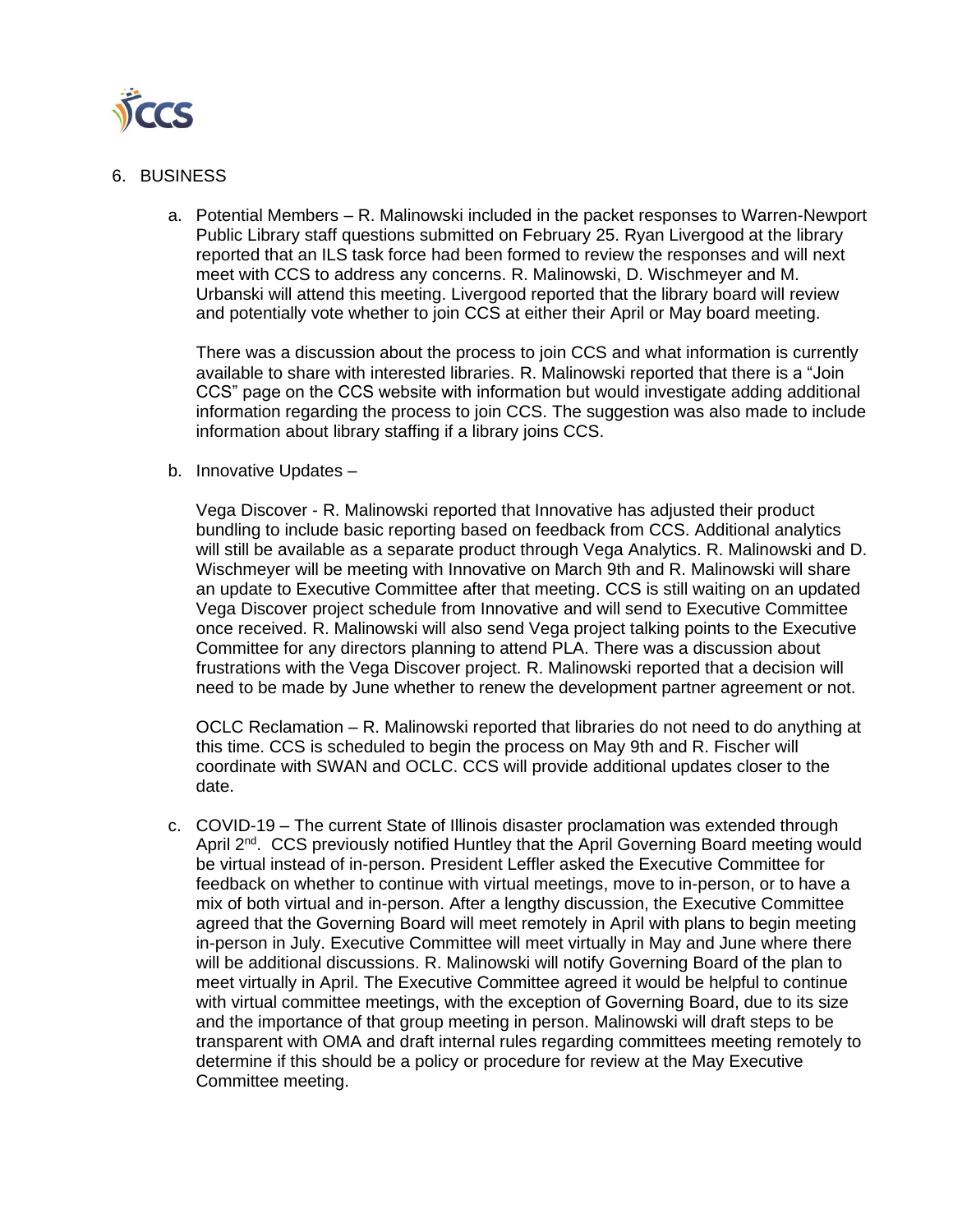6. BUSINESS

   a. Potential Members – R. Malinowski included in the packet responses to Warren-Newport Public Library staff questions submitted on February 25. Ryan Livergood at the library reported that an ILS task force had been formed to review the responses and will next meet with CCS to address any concerns. R. Malinowski, D. Wischmeyer and M. Urbanski will attend this meeting. Livergood reported that the library board will review and potentially vote whether to join CCS at either their April or May board meeting.

      There was a discussion about the process to join CCS and what information is currently available to share with interested libraries. R. Malinowski reported that there is a "Join CCS" page on the CCS website with information but would investigate adding additional information regarding the process to join CCS. The suggestion was also made to include information about library staffing if a library joins CCS.

   b. Innovative Updates –

      Vega Discover - R. Malinowski reported that Innovative has adjusted their product bundling to include basic reporting based on feedback from CCS. Additional analytics will still be available as a separate product through Vega Analytics. R. Malinowski and D. Wischmeyer will be meeting with Innovative on March 9th and R. Malinowski will share an update to Executive Committee after that meeting. CCS is still waiting on an updated Vega Discover project schedule from Innovative and will send to Executive Committee once received. R. Malinowski will also send Vega project talking points to the Executive Committee for any directors planning to attend PLA. There was a discussion about frustrations with the Vega Discover project. R. Malinowski reported that a decision will need to be made by June whether to renew the development partner agreement or not.

      OCLC Reclamation – R. Malinowski reported that libraries do not need to do anything at this time. CCS is scheduled to begin the process on May 9th and R. Fischer will coordinate with SWAN and OCLC. CCS will provide additional updates closer to the date.

   c. COVID-19 – The current State of Illinois disaster proclamation was extended through April 2nd. CCS previously notified Huntley that the April Governing Board meeting would be virtual instead of in-person. President Leffler asked the Executive Committee for feedback on whether to continue with virtual meetings, move to in-person, or to have a mix of both virtual and in-person. After a lengthy discussion, the Executive Committee agreed that the Governing Board will meet remotely in April with plans to begin meeting in-person in July. Executive Committee will meet virtually in May and June where there will be additional discussions. R. Malinowski will notify Governing Board of the plan to meet virtually in April. The Executive Committee agreed it would be helpful to continue with virtual committee meetings, with the exception of Governing Board, due to its size and the importance of that group meeting in person. Malinowski will draft steps to be transparent with OMA and draft internal rules regarding committees meeting remotely to determine if this should be a policy or procedure for review at the May Executive Committee meeting.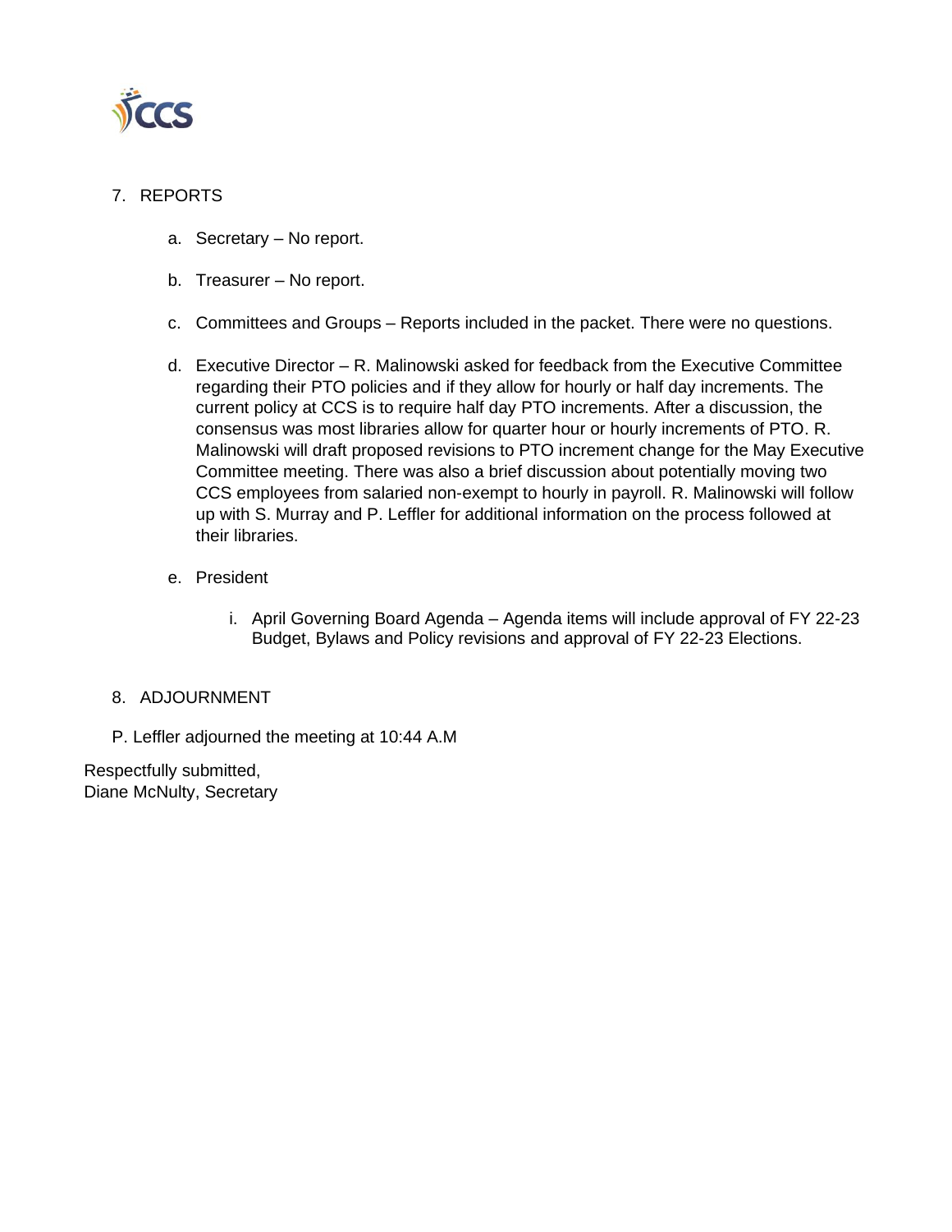7. REPORTS

   a. Secretary – No report.

   b. Treasurer – No report.

   c. Committees and Groups – Reports included in the packet. There were no questions.

   d. Executive Director – R. Malinowski asked for feedback from the Executive Committee regarding their PTO policies and if they allow for hourly or half day increments. The current policy at CCS is to require half day PTO increments. After a discussion, the consensus was most libraries allow for quarter hour or hourly increments of PTO. R. Malinowski will draft proposed revisions to PTO increment change for the May Executive Committee meeting. There was also a brief discussion about potentially moving two CCS employees from salaried non-exempt to hourly in payroll. R. Malinowski will follow up with S. Murray and P. Leffler for additional information on the process followed at their libraries.

   e. President

      i. April Governing Board Agenda – Agenda items will include approval of FY 22-23 Budget, Bylaws and Policy revisions and approval of FY 22-23 Elections.

8. ADJOURNMENT

P. Leffler adjourned the meeting at 10:44 A.M

Respectfully submitted,
Diane McNulty, Secretary